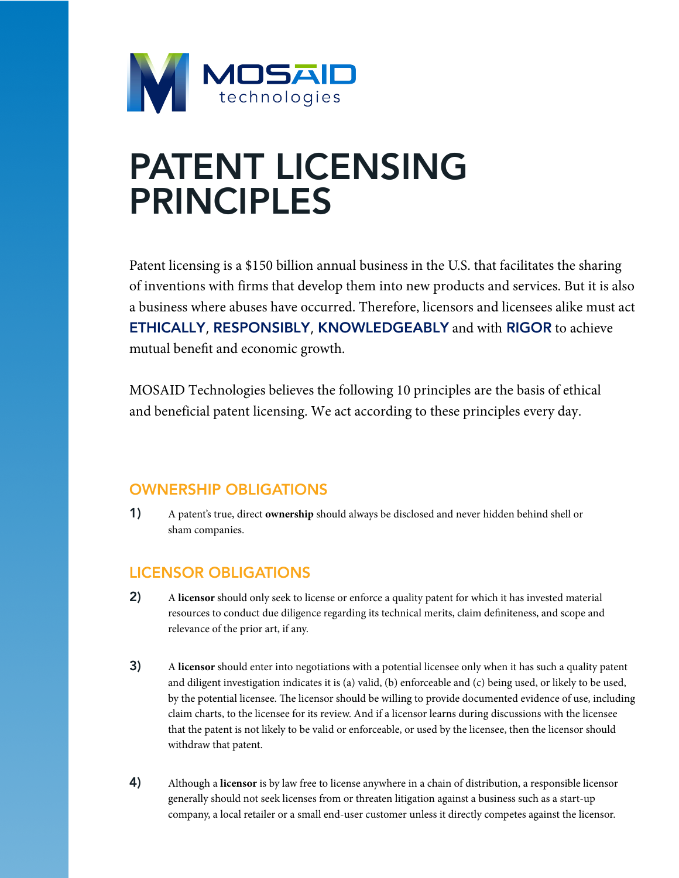MOSAID technologies

# PATENT LICENSING PRINCIPLES

Patent licensing is a $150 billion annual business in the U.S. that facilitates the sharing of inventions with firms that develop them into new products and services. But it is also a business where abuses have occurred. Therefore, licensors and licensees alike must act **ETHICALLY**, **RESPONSIBLY**, **KNOWLEDGEABLY** and with **RIGOR** to achieve mutual benefit and economic growth.

MOSAID Technologies believes the following 10 principles are the basis of ethical and beneficial patent licensing. We act according to these principles every day.

## OWNERSHIP OBLIGATIONS

1) A patent's true, direct **ownership** should always be disclosed and never hidden behind shell or sham companies.

## LICENSOR OBLIGATIONS

2) A **licensor** should only seek to license or enforce a quality patent for which it has invested material resources to conduct due diligence regarding its technical merits, claim definiteness, and scope and relevance of the prior art, if any.

3) A **licensor** should enter into negotiations with a potential licensee only when it has such a quality patent and diligent investigation indicates it is (a) valid, (b) enforceable and (c) being used, or likely to be used, by the potential licensee. The licensor should be willing to provide documented evidence of use, including claim charts, to the licensee for its review. And if a licensor learns during discussions with the licensee that the patent is not likely to be valid or enforceable, or used by the licensee, then the licensor should withdraw that patent.

4) Although a **licensor** is by law free to license anywhere in a chain of distribution, a responsible licensor generally should not seek licenses from or threaten litigation against a business such as a start-up company, a local retailer or a small end-user customer unless it directly competes against the licensor.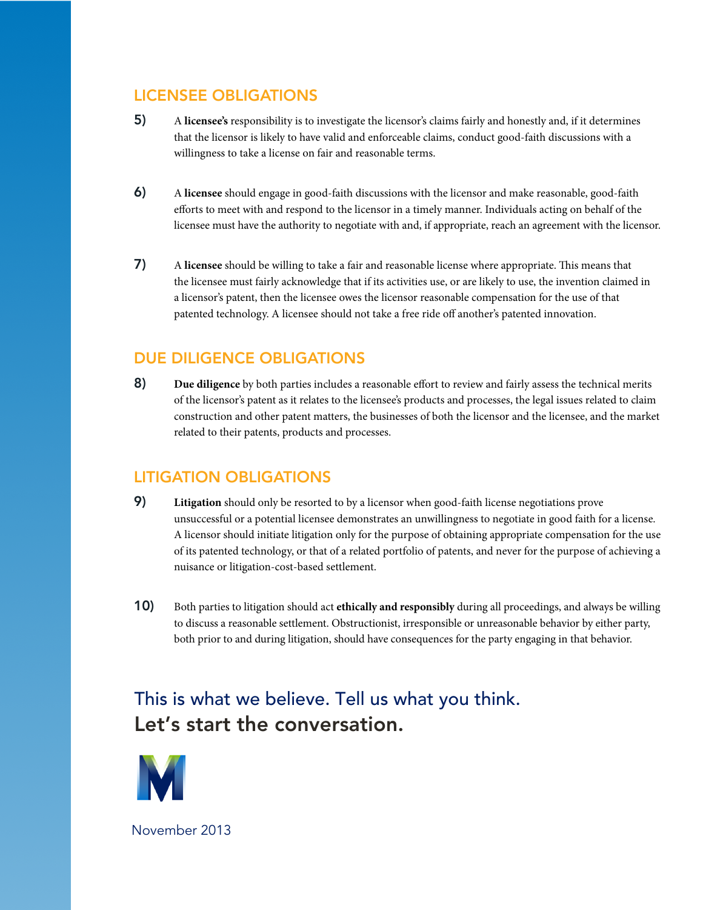## LICENSEE OBLIGATIONS

**5)** A **licensee's** responsibility is to investigate the licensor's claims fairly and honestly and, if it determines that the licensor is likely to have valid and enforceable claims, conduct good-faith discussions with a willingness to take a license on fair and reasonable terms.

**6)** A **licensee** should engage in good-faith discussions with the licensor and make reasonable, good-faith efforts to meet with and respond to the licensor in a timely manner. Individuals acting on behalf of the licensee must have the authority to negotiate with and, if appropriate, reach an agreement with the licensor.

**7)** A **licensee** should be willing to take a fair and reasonable license where appropriate. This means that the licensee must fairly acknowledge that if its activities use, or are likely to use, the invention claimed in a licensor's patent, then the licensee owes the licensor reasonable compensation for the use of that patented technology. A licensee should not take a free ride off another's patented innovation.

## DUE DILIGENCE OBLIGATIONS

**8)** **Due diligence** by both parties includes a reasonable effort to review and fairly assess the technical merits of the licensor's patent as it relates to the licensee's products and processes, the legal issues related to claim construction and other patent matters, the businesses of both the licensor and the licensee, and the market related to their patents, products and processes.

## LITIGATION OBLIGATIONS

**9)** **Litigation** should only be resorted to by a licensor when good-faith license negotiations prove unsuccessful or a potential licensee demonstrates an unwillingness to negotiate in good faith for a license. A licensor should initiate litigation only for the purpose of obtaining appropriate compensation for the use of its patented technology, or that of a related portfolio of patents, and never for the purpose of achieving a nuisance or litigation-cost-based settlement.

**10)** Both parties to litigation should act **ethically and responsibly** during all proceedings, and always be willing to discuss a reasonable settlement. Obstructionist, irresponsible or unreasonable behavior by either party, both prior to and during litigation, should have consequences for the party engaging in that behavior.

This is what we believe. Tell us what you think.
**Let's start the conversation.**

November 2013